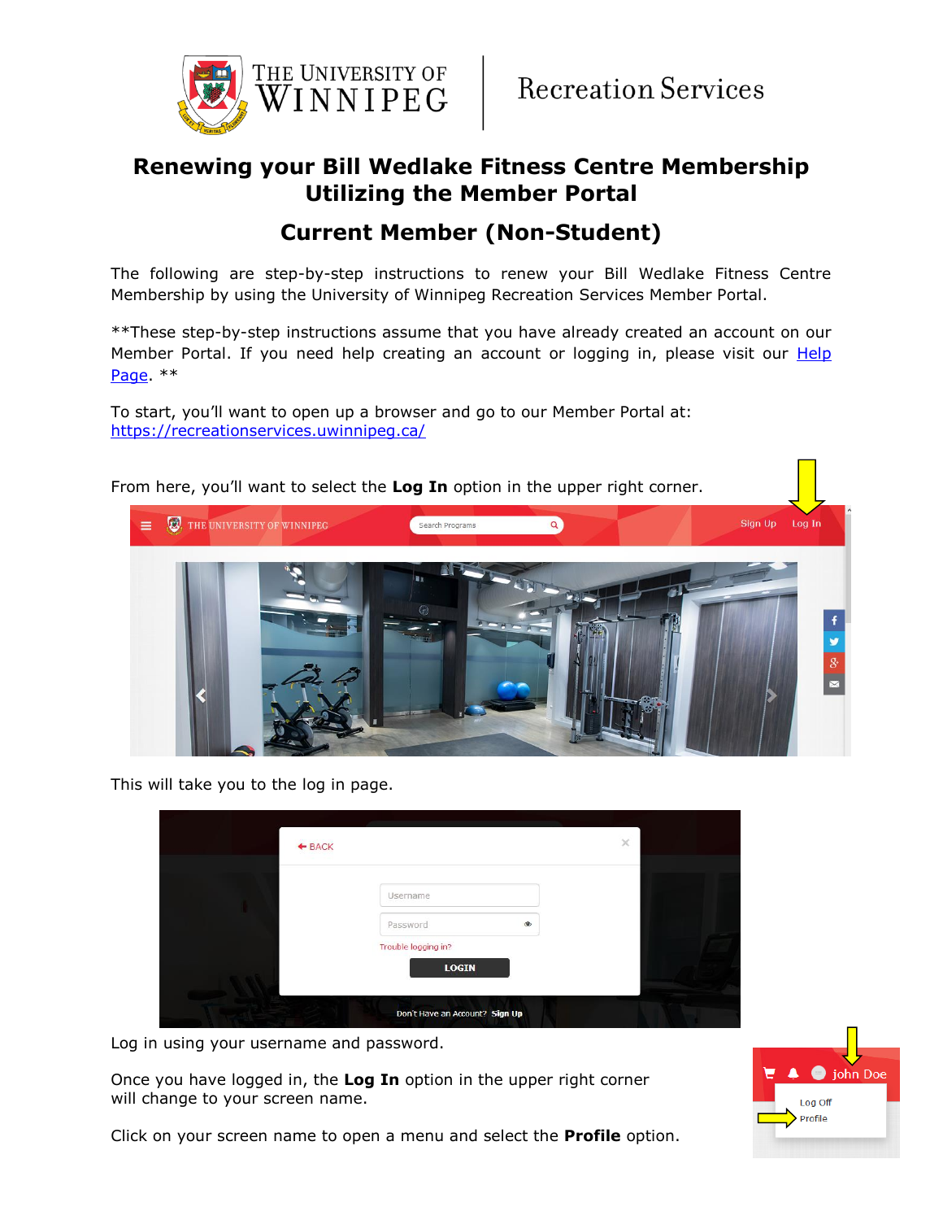The University of Winnipeg | Recreation Services

# Renewing your Bill Wedlake Fitness Centre Membership Utilizing the Member Portal

## Current Member (Non-Student)

The following are step-by-step instructions to renew your Bill Wedlake Fitness Centre Membership by using the University of Winnipeg Recreation Services Member Portal.

**These step-by-step instructions assume that you have already created an account on our Member Portal. If you need help creating an account or logging in, please visit our [Help Page](). **

To start, you'll want to open up a browser and go to our Member Portal at:
[https://recreationservices.uwinnipeg.ca/](https://recreationservices.uwinnipeg.ca/)

From here, you'll want to select the **Log In** option in the upper right corner.

This will take you to the log in page.

Log in using your username and password.

Once you have logged in, the **Log In** option in the upper right corner will change to your screen name.

Click on your screen name to open a menu and select the **Profile** option.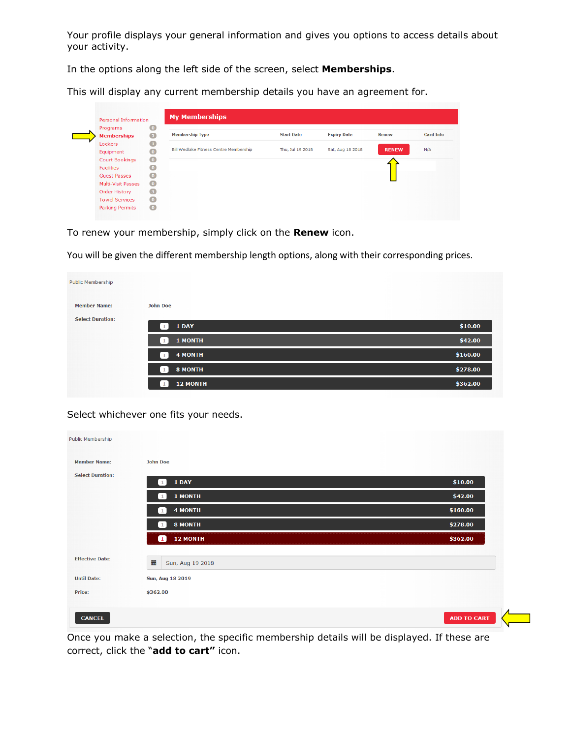Your profile displays your general information and gives you options to access details about your activity.

In the options along the left side of the screen, select **Memberships**.

This will display any current membership details you have an agreement for.

Personal Information
Programs 0
Memberships 2
Lockers 1
Equipment 0
Court Bookings 0
Facilities 0
Guest Passes 0
Multi-Visit Passes 0
Order History 3
Towel Services 0
Parking Permits 0

**My Memberships**

| Membership Type | Start Date | Expiry Date | Renew | Card Info |
|---|---|---|---|---|
| Bill Wedlake Fitness Centre Membership | Thu, Jul 19 2018 | Sat, Aug 18 2018 | RENEW | N/A |

To renew your membership, simply click on the **Renew** icon.

You will be given the different membership length options, along with their corresponding prices.

Public Membership

**Member Name:** John Doe

**Select Duration:**

| Duration | Price |
|---|---|
| 1 DAY | $10.00 |
| 1 MONTH | $42.00 |
| 4 MONTH | $160.00 |
| 8 MONTH | $278.00 |
| 12 MONTH | $362.00 |

Select whichever one fits your needs.

Public Membership

**Member Name:** John Doe

**Select Duration:**

| Duration | Price |
|---|---|
| 1 DAY | $10.00 |
| 1 MONTH | $42.00 |
| 4 MONTH | $160.00 |
| 8 MONTH | $278.00 |
| 12 MONTH | $362.00 |

**Effective Date:** Sun, Aug 19 2018

**Until Date:** Sun, Aug 18 2019

**Price:** $362.00

CANCEL ADD TO CART

Once you make a selection, the specific membership details will be displayed. If these are correct, click the "**add to cart"** icon.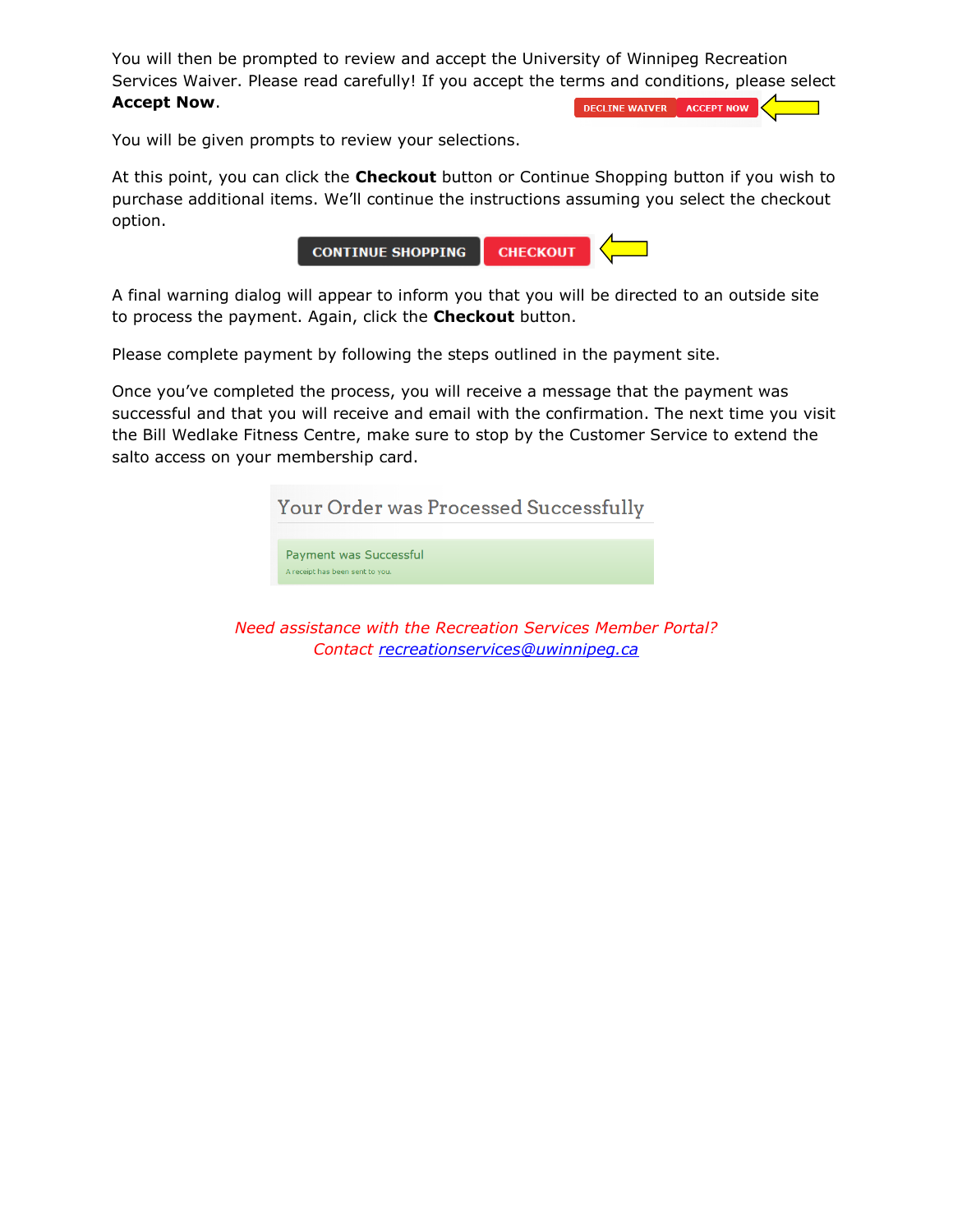You will then be prompted to review and accept the University of Winnipeg Recreation Services Waiver. Please read carefully! If you accept the terms and conditions, please select **Accept Now**.

DECLINE WAIVER ACCEPT NOW

You will be given prompts to review your selections.

At this point, you can click the **Checkout** button or Continue Shopping button if you wish to purchase additional items. We'll continue the instructions assuming you select the checkout option.

CONTINUE SHOPPING CHECKOUT

A final warning dialog will appear to inform you that you will be directed to an outside site to process the payment. Again, click the **Checkout** button.

Please complete payment by following the steps outlined in the payment site.

Once you've completed the process, you will receive a message that the payment was successful and that you will receive and email with the confirmation. The next time you visit the Bill Wedlake Fitness Centre, make sure to stop by the Customer Service to extend the salto access on your membership card.

Your Order was Processed Successfully

Payment was Successful

A receipt has been sent to you.

*Need assistance with the Recreation Services Member Portal?*
*Contact recreationservices@uwinnipeg.ca*